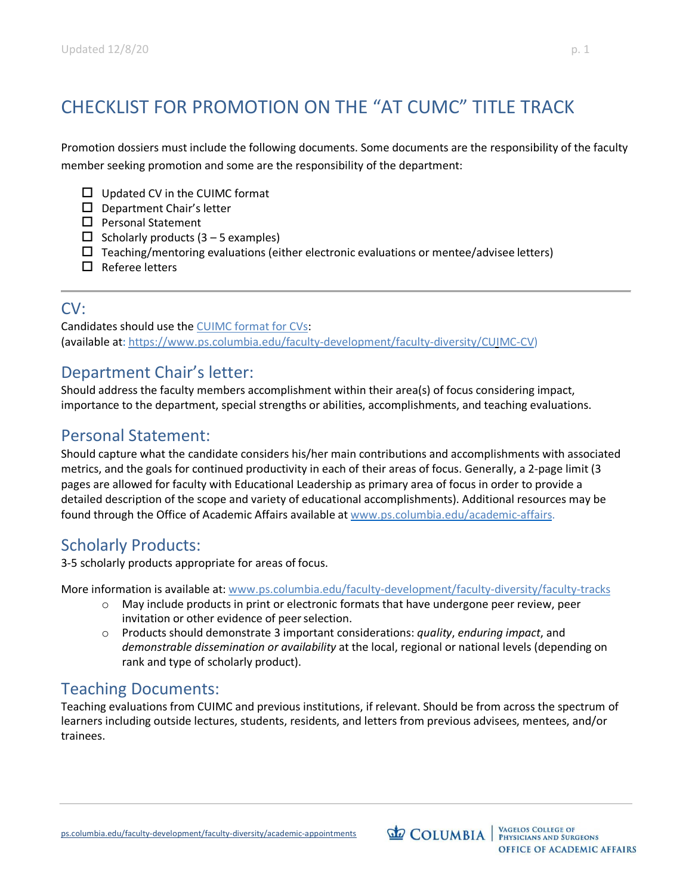# CHECKLIST FOR PROMOTION ON THE "AT CUMC" TITLE TRACK

Promotion dossiers must include the following documents. Some documents are the responsibility of the faculty member seeking promotion and some are the responsibility of the department:

- ☐ Updated CV in the CUIMC format
- ☐ Department Chair's letter
- ☐ Personal Statement
- ☐ Scholarly products (3 – 5 examples)
- ☐ Teaching/mentoring evaluations (either electronic evaluations or mentee/advisee letters)
- ☐ Referee letters

---

## CV:

Candidates should use the CUIMC format for CVs:
(available at: https://www.ps.columbia.edu/faculty-development/faculty-diversity/CUIMC-CV)

## Department Chair's letter:

Should address the faculty members accomplishment within their area(s) of focus considering impact, importance to the department, special strengths or abilities, accomplishments, and teaching evaluations.

## Personal Statement:

Should capture what the candidate considers his/her main contributions and accomplishments with associated metrics, and the goals for continued productivity in each of their areas of focus. Generally, a 2-page limit (3 pages are allowed for faculty with Educational Leadership as primary area of focus in order to provide a detailed description of the scope and variety of educational accomplishments). Additional resources may be found through the Office of Academic Affairs available at www.ps.columbia.edu/academic-affairs.

## Scholarly Products:

3-5 scholarly products appropriate for areas of focus.

More information is available at: www.ps.columbia.edu/faculty-development/faculty-diversity/faculty-tracks

- May include products in print or electronic formats that have undergone peer review, peer invitation or other evidence of peer selection.
- Products should demonstrate 3 important considerations: *quality*, *enduring impact*, and *demonstrable dissemination or availability* at the local, regional or national levels (depending on rank and type of scholarly product).

## Teaching Documents:

Teaching evaluations from CUIMC and previous institutions, if relevant. Should be from across the spectrum of learners including outside lectures, students, residents, and letters from previous advisees, mentees, and/or trainees.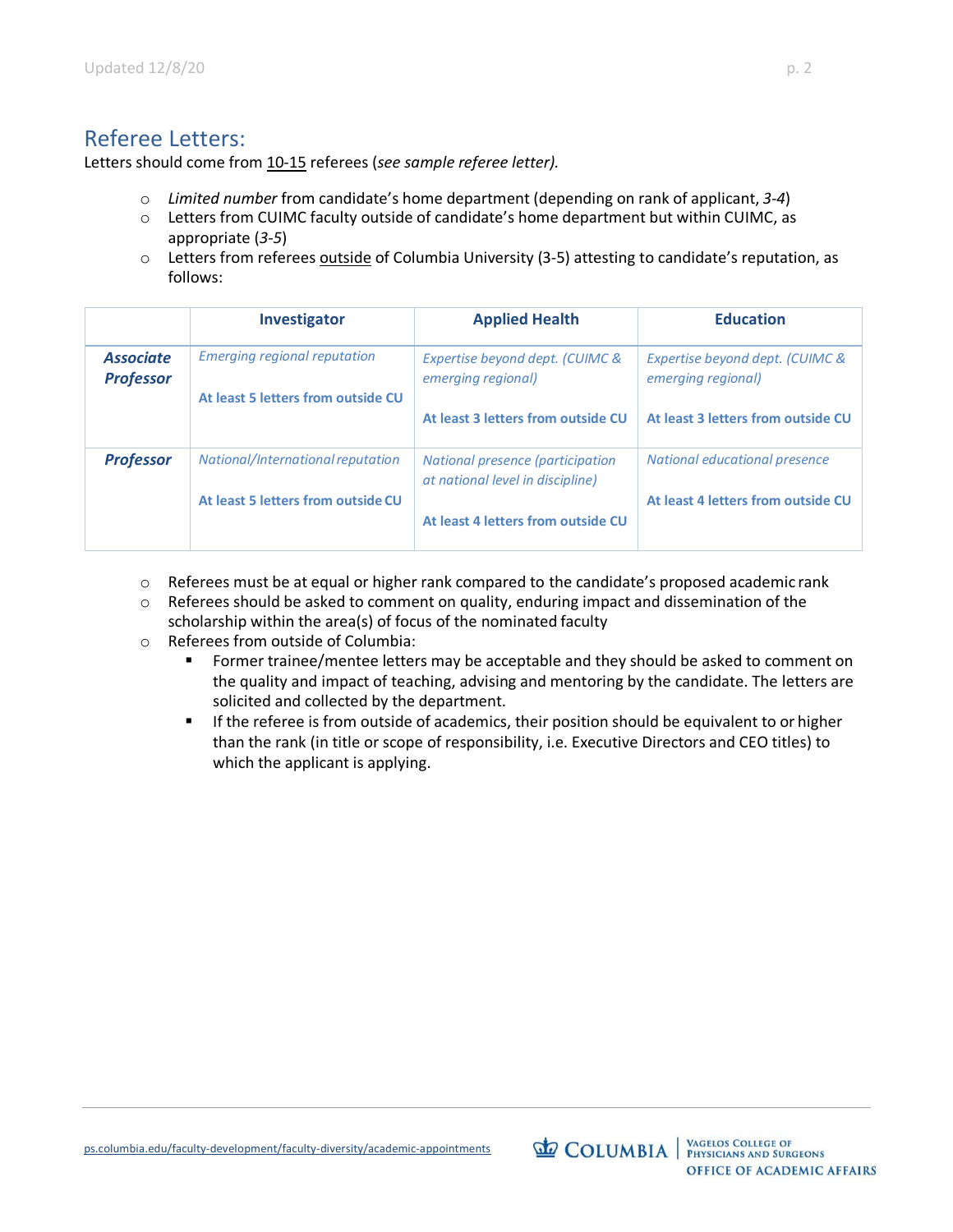## Referee Letters:

Letters should come from 10-15 referees (*see sample referee letter).*

- *Limited number* from candidate's home department (depending on rank of applicant, *3-4*)
- Letters from CUIMC faculty outside of candidate's home department but within CUIMC, as appropriate (*3-5*)
- Letters from referees outside of Columbia University (3-5) attesting to candidate's reputation, as follows:

| | Investigator | Applied Health | Education |
|---|---|---|---|
| ***Associate Professor*** | *Emerging regional reputation*<br><br>**At least 5 letters from outside CU** | *Expertise beyond dept. (CUIMC & emerging regional)*<br><br>**At least 3 letters from outside CU** | *Expertise beyond dept. (CUIMC & emerging regional)*<br><br>**At least 3 letters from outside CU** |
| ***Professor*** | *National/International reputation*<br><br>**At least 5 letters from outside CU** | *National presence (participation at national level in discipline)*<br><br>**At least 4 letters from outside CU** | *National educational presence*<br><br>**At least 4 letters from outside CU** |

- Referees must be at equal or higher rank compared to the candidate's proposed academic rank
- Referees should be asked to comment on quality, enduring impact and dissemination of the scholarship within the area(s) of focus of the nominated faculty
- Referees from outside of Columbia:
  - Former trainee/mentee letters may be acceptable and they should be asked to comment on the quality and impact of teaching, advising and mentoring by the candidate. The letters are solicited and collected by the department.
  - If the referee is from outside of academics, their position should be equivalent to or higher than the rank (in title or scope of responsibility, i.e. Executive Directors and CEO titles) to which the applicant is applying.